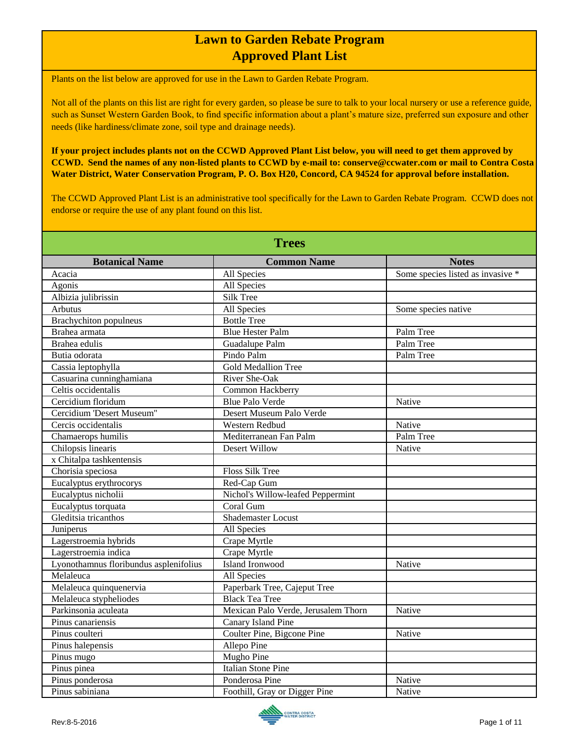# Lawn to Garden Rebate Program
# Approved Plant List

Plants on the list below are approved for use in the Lawn to Garden Rebate Program.

Not all of the plants on this list are right for every garden, so please be sure to talk to your local nursery or use a reference guide, such as Sunset Western Garden Book, to find specific information about a plant's mature size, preferred sun exposure and other needs (like hardiness/climate zone, soil type and drainage needs).

**If your project includes plants not on the CCWD Approved Plant List below, you will need to get them approved by CCWD. Send the names of any non-listed plants to CCWD by e-mail to: conserve@ccwater.com or mail to Contra Costa Water District, Water Conservation Program, P. O. Box H20, Concord, CA 94524 for approval before installation.**

The CCWD Approved Plant List is an administrative tool specifically for the Lawn to Garden Rebate Program. CCWD does not endorse or require the use of any plant found on this list.

## Trees

| Botanical Name | Common Name | Notes |
|---|---|---|
| Acacia | All Species | Some species listed as invasive * |
| Agonis | All Species | |
| Albizia julibrissin | Silk Tree | |
| Arbutus | All Species | Some species native |
| Brachychiton populneus | Bottle Tree | |
| Brahea armata | Blue Hester Palm | Palm Tree |
| Brahea edulis | Guadalupe Palm | Palm Tree |
| Butia odorata | Pindo Palm | Palm Tree |
| Cassia leptophylla | Gold Medallion Tree | |
| Casuarina cunninghamiana | River She-Oak | |
| Celtis occidentalis | Common Hackberry | |
| Cercidium floridum | Blue Palo Verde | Native |
| Cercidium 'Desert Museum" | Desert Museum Palo Verde | |
| Cercis occidentalis | Western Redbud | Native |
| Chamaerops humilis | Mediterranean Fan Palm | Palm Tree |
| Chilopsis linearis | Desert Willow | Native |
| x Chitalpa tashkentensis | | |
| Chorisia speciosa | Floss Silk Tree | |
| Eucalyptus erythrocorys | Red-Cap Gum | |
| Eucalyptus nicholii | Nichol's Willow-leafed Peppermint | |
| Eucalyptus torquata | Coral Gum | |
| Gleditsia tricanthos | Shademaster Locust | |
| Juniperus | All Species | |
| Lagerstroemia hybrids | Crape Myrtle | |
| Lagerstroemia indica | Crape Myrtle | |
| Lyonothamnus floribundus asplenifolius | Island Ironwood | Native |
| Melaleuca | All Species | |
| Melaleuca quinquenervia | Paperbark Tree, Cajeput Tree | |
| Melaleuca stypheliodes | Black Tea Tree | |
| Parkinsonia aculeata | Mexican Palo Verde, Jerusalem Thorn | Native |
| Pinus canariensis | Canary Island Pine | |
| Pinus coulteri | Coulter Pine, Bigcone Pine | Native |
| Pinus halepensis | Allepo Pine | |
| Pinus mugo | Mugho Pine | |
| Pinus pinea | Italian Stone Pine | |
| Pinus ponderosa | Ponderosa Pine | Native |
| Pinus sabiniana | Foothill, Gray or Digger Pine | Native |

Rev:8-5-2016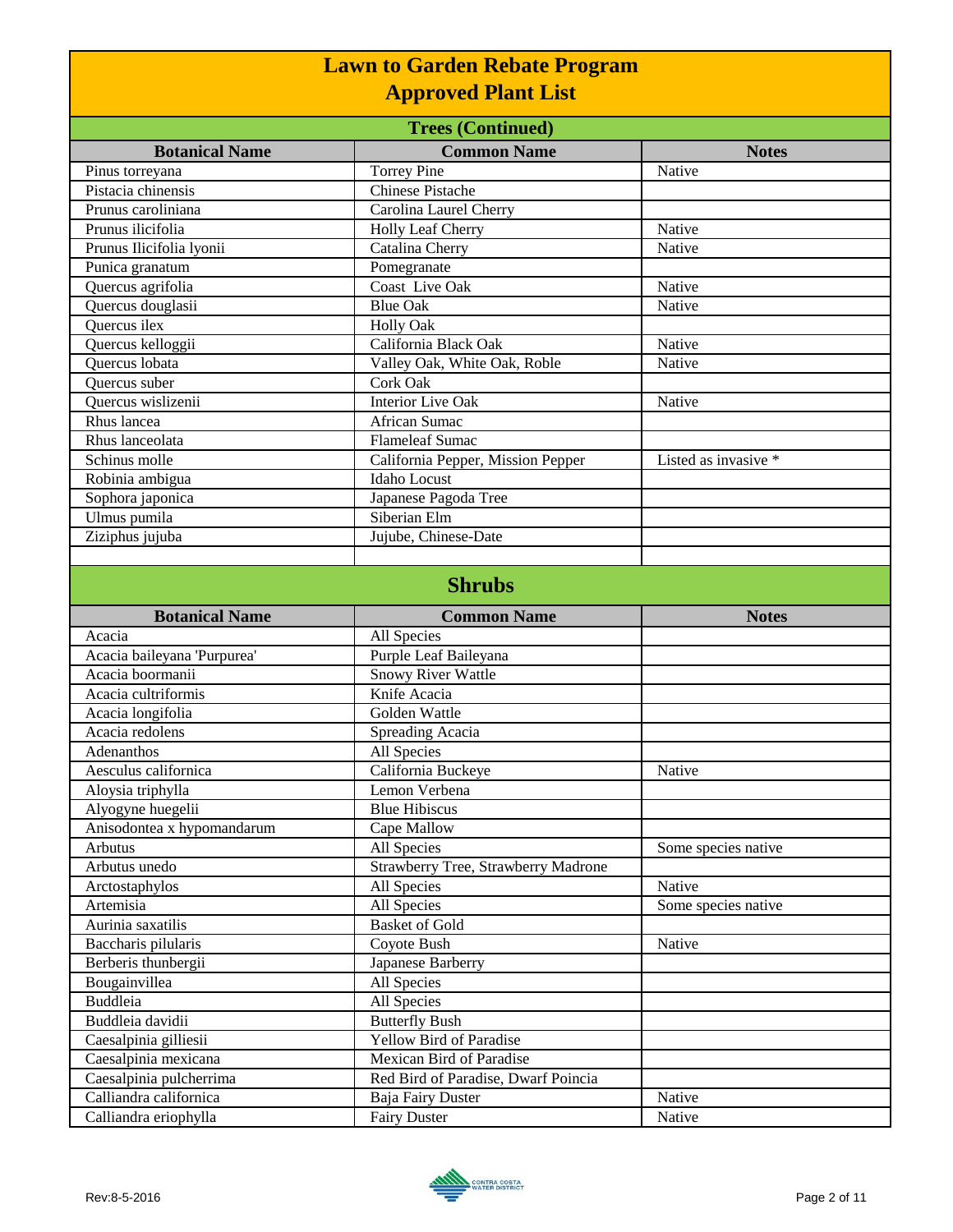# Lawn to Garden Rebate Program
# Approved Plant List

## Trees (Continued)

| Botanical Name | Common Name | Notes |
|---|---|---|
| Pinus torreyana | Torrey Pine | Native |
| Pistacia chinensis | Chinese Pistache | |
| Prunus caroliniana | Carolina Laurel Cherry | |
| Prunus ilicifolia | Holly Leaf Cherry | Native |
| Prunus Ilicifolia lyonii | Catalina Cherry | Native |
| Punica granatum | Pomegranate | |
| Quercus agrifolia | Coast Live Oak | Native |
| Quercus douglasii | Blue Oak | Native |
| Quercus ilex | Holly Oak | |
| Quercus kelloggii | California Black Oak | Native |
| Quercus lobata | Valley Oak, White Oak, Roble | Native |
| Quercus suber | Cork Oak | |
| Quercus wislizenii | Interior Live Oak | Native |
| Rhus lancea | African Sumac | |
| Rhus lanceolata | Flameleaf Sumac | |
| Schinus molle | California Pepper, Mission Pepper | Listed as invasive * |
| Robinia ambigua | Idaho Locust | |
| Sophora japonica | Japanese Pagoda Tree | |
| Ulmus pumila | Siberian Elm | |
| Ziziphus jujuba | Jujube, Chinese-Date | |

## Shrubs

| Botanical Name | Common Name | Notes |
|---|---|---|
| Acacia | All Species | |
| Acacia baileyana 'Purpurea' | Purple Leaf Baileyana | |
| Acacia boormanii | Snowy River Wattle | |
| Acacia cultriformis | Knife Acacia | |
| Acacia longifolia | Golden Wattle | |
| Acacia redolens | Spreading Acacia | |
| Adenanthos | All Species | |
| Aesculus californica | California Buckeye | Native |
| Aloysia triphylla | Lemon Verbena | |
| Alyogyne huegelii | Blue Hibiscus | |
| Anisodontea x hypomandarum | Cape Mallow | |
| Arbutus | All Species | Some species native |
| Arbutus unedo | Strawberry Tree, Strawberry Madrone | |
| Arctostaphylos | All Species | Native |
| Artemisia | All Species | Some species native |
| Aurinia saxatilis | Basket of Gold | |
| Baccharis pilularis | Coyote Bush | Native |
| Berberis thunbergii | Japanese Barberry | |
| Bougainvillea | All Species | |
| Buddleia | All Species | |
| Buddleia davidii | Butterfly Bush | |
| Caesalpinia gilliesii | Yellow Bird of Paradise | |
| Caesalpinia mexicana | Mexican Bird of Paradise | |
| Caesalpinia pulcherrima | Red Bird of Paradise, Dwarf Poincia | |
| Calliandra californica | Baja Fairy Duster | Native |
| Calliandra eriophylla | Fairy Duster | Native |

Rev:8-5-2016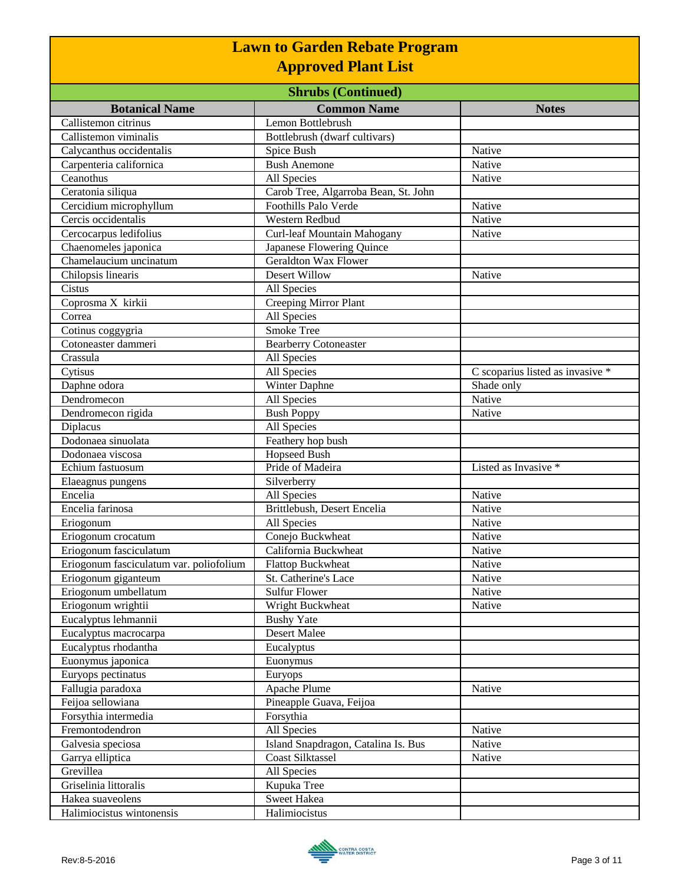# Lawn to Garden Rebate Program
# Approved Plant List

## Shrubs (Continued)

| Botanical Name | Common Name | Notes |
|---|---|---|
| Callistemon citrinus | Lemon Bottlebrush | |
| Callistemon viminalis | Bottlebrush (dwarf cultivars) | |
| Calycanthus occidentalis | Spice Bush | Native |
| Carpenteria californica | Bush Anemone | Native |
| Ceanothus | All Species | Native |
| Ceratonia siliqua | Carob Tree, Algarroba Bean, St. John | |
| Cercidium microphyllum | Foothills Palo Verde | Native |
| Cercis occidentalis | Western Redbud | Native |
| Cercocarpus ledifolius | Curl-leaf Mountain Mahogany | Native |
| Chaenomeles japonica | Japanese Flowering Quince | |
| Chamelaucium uncinatum | Geraldton Wax Flower | |
| Chilopsis linearis | Desert Willow | Native |
| Cistus | All Species | |
| Coprosma X kirkii | Creeping Mirror Plant | |
| Correa | All Species | |
| Cotinus coggygria | Smoke Tree | |
| Cotoneaster dammeri | Bearberry Cotoneaster | |
| Crassula | All Species | |
| Cytisus | All Species | C scoparius listed as invasive * |
| Daphne odora | Winter Daphne | Shade only |
| Dendromecon | All Species | Native |
| Dendromecon rigida | Bush Poppy | Native |
| Diplacus | All Species | |
| Dodonaea sinuolata | Feathery hop bush | |
| Dodonaea viscosa | Hopseed Bush | |
| Echium fastuosum | Pride of Madeira | Listed as Invasive * |
| Elaeagnus pungens | Silverberry | |
| Encelia | All Species | Native |
| Encelia farinosa | Brittlebush, Desert Encelia | Native |
| Eriogonum | All Species | Native |
| Eriogonum crocatum | Conejo Buckwheat | Native |
| Eriogonum fasciculatum | California Buckwheat | Native |
| Eriogonum fasciculatum var. poliofolium | Flattop Buckwheat | Native |
| Eriogonum giganteum | St. Catherine's Lace | Native |
| Eriogonum umbellatum | Sulfur Flower | Native |
| Eriogonum wrightii | Wright Buckwheat | Native |
| Eucalyptus lehmannii | Bushy Yate | |
| Eucalyptus macrocarpa | Desert Malee | |
| Eucalyptus rhodantha | Eucalyptus | |
| Euonymus japonica | Euonymus | |
| Euryops pectinatus | Euryops | |
| Fallugia paradoxa | Apache Plume | Native |
| Feijoa sellowiana | Pineapple Guava, Feijoa | |
| Forsythia intermedia | Forsythia | |
| Fremontodendron | All Species | Native |
| Galvesia speciosa | Island Snapdragon, Catalina Is. Bus | Native |
| Garrya elliptica | Coast Silktassel | Native |
| Grevillea | All Species | |
| Griselinia littoralis | Kupuka Tree | |
| Hakea suaveolens | Sweet Hakea | |
| Halimiocistus wintonensis | Halimiocistus | |

Rev:8-5-2016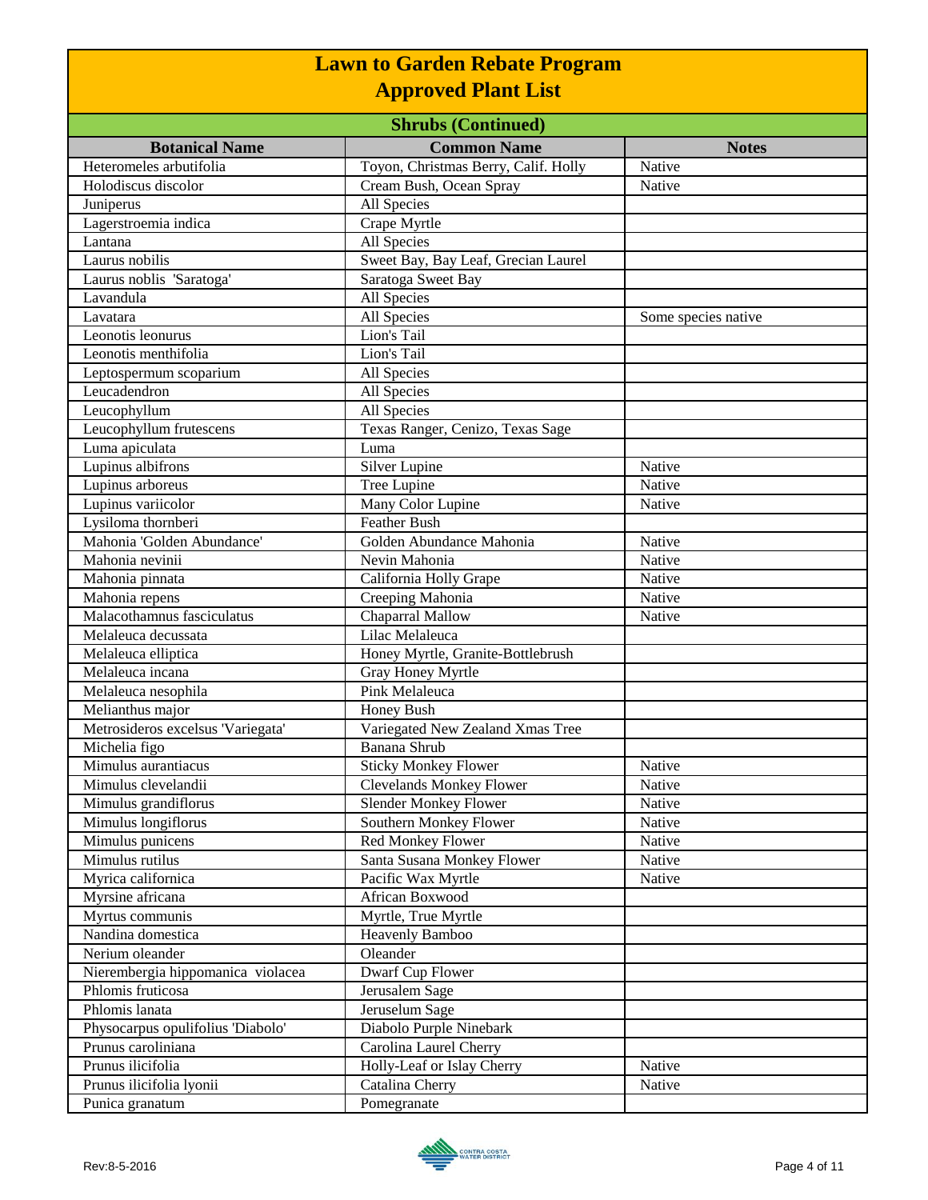# Lawn to Garden Rebate Program
# Approved Plant List

## Shrubs (Continued)

| Botanical Name | Common Name | Notes |
|---|---|---|
| Heteromeles arbutifolia | Toyon, Christmas Berry, Calif. Holly | Native |
| Holodiscus discolor | Cream Bush, Ocean Spray | Native |
| Juniperus | All Species | |
| Lagerstroemia indica | Crape Myrtle | |
| Lantana | All Species | |
| Laurus nobilis | Sweet Bay, Bay Leaf, Grecian Laurel | |
| Laurus noblis 'Saratoga' | Saratoga Sweet Bay | |
| Lavandula | All Species | |
| Lavatara | All Species | Some species native |
| Leonotis leonurus | Lion's Tail | |
| Leonotis menthifolia | Lion's Tail | |
| Leptospermum scoparium | All Species | |
| Leucadendron | All Species | |
| Leucophyllum | All Species | |
| Leucophyllum frutescens | Texas Ranger, Cenizo, Texas Sage | |
| Luma apiculata | Luma | |
| Lupinus albifrons | Silver Lupine | Native |
| Lupinus arboreus | Tree Lupine | Native |
| Lupinus variicolor | Many Color Lupine | Native |
| Lysiloma thornberi | Feather Bush | |
| Mahonia 'Golden Abundance' | Golden Abundance Mahonia | Native |
| Mahonia nevinii | Nevin Mahonia | Native |
| Mahonia pinnata | California Holly Grape | Native |
| Mahonia repens | Creeping Mahonia | Native |
| Malacothamnus fasciculatus | Chaparral Mallow | Native |
| Melaleuca decussata | Lilac Melaleuca | |
| Melaleuca elliptica | Honey Myrtle, Granite-Bottlebrush | |
| Melaleuca incana | Gray Honey Myrtle | |
| Melaleuca nesophila | Pink Melaleuca | |
| Melianthus major | Honey Bush | |
| Metrosideros excelsus 'Variegata' | Variegated New Zealand Xmas Tree | |
| Michelia figo | Banana Shrub | |
| Mimulus aurantiacus | Sticky Monkey Flower | Native |
| Mimulus clevelandii | Clevelands Monkey Flower | Native |
| Mimulus grandiflorus | Slender Monkey Flower | Native |
| Mimulus longiflorus | Southern Monkey Flower | Native |
| Mimulus punicens | Red Monkey Flower | Native |
| Mimulus rutilus | Santa Susana Monkey Flower | Native |
| Myrica californica | Pacific Wax Myrtle | Native |
| Myrsine africana | African Boxwood | |
| Myrtus communis | Myrtle, True Myrtle | |
| Nandina domestica | Heavenly Bamboo | |
| Nerium oleander | Oleander | |
| Nierembergia hippomanica violacea | Dwarf Cup Flower | |
| Phlomis fruticosa | Jerusalem Sage | |
| Phlomis lanata | Jeruselum Sage | |
| Physocarpus opulifolius 'Diabolo' | Diabolo Purple Ninebark | |
| Prunus caroliniana | Carolina Laurel Cherry | |
| Prunus ilicifolia | Holly-Leaf or Islay Cherry | Native |
| Prunus ilicifolia lyonii | Catalina Cherry | Native |
| Punica granatum | Pomegranate | |

Rev:8-5-2016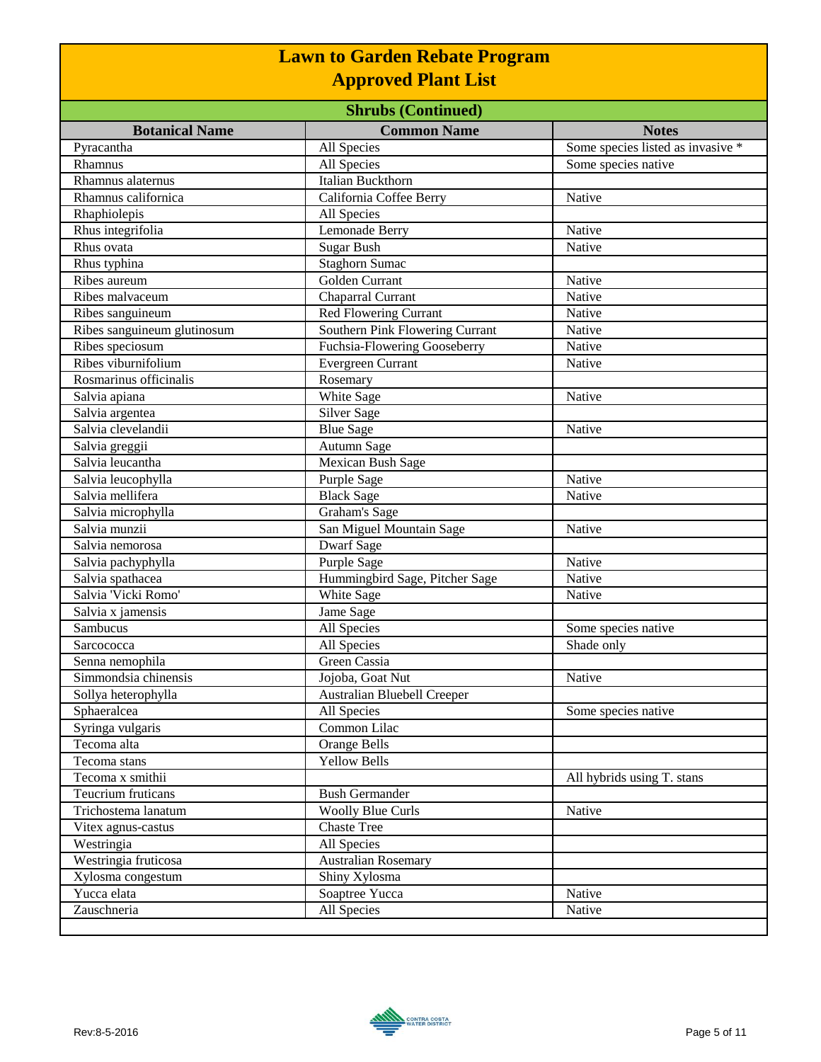# Lawn to Garden Rebate Program
# Approved Plant List

## Shrubs (Continued)

| Botanical Name | Common Name | Notes |
|---|---|---|
| Pyracantha | All Species | Some species listed as invasive * |
| Rhamnus | All Species | Some species native |
| Rhamnus alaternus | Italian Buckthorn | |
| Rhamnus californica | California Coffee Berry | Native |
| Rhaphiolepis | All Species | |
| Rhus integrifolia | Lemonade Berry | Native |
| Rhus ovata | Sugar Bush | Native |
| Rhus typhina | Staghorn Sumac | |
| Ribes aureum | Golden Currant | Native |
| Ribes malvaceum | Chaparral Currant | Native |
| Ribes sanguineum | Red Flowering Currant | Native |
| Ribes sanguineum glutinosum | Southern Pink Flowering Currant | Native |
| Ribes speciosum | Fuchsia-Flowering Gooseberry | Native |
| Ribes viburnifolium | Evergreen Currant | Native |
| Rosmarinus officinalis | Rosemary | |
| Salvia apiana | White Sage | Native |
| Salvia argentea | Silver Sage | |
| Salvia clevelandii | Blue Sage | Native |
| Salvia greggii | Autumn Sage | |
| Salvia leucantha | Mexican Bush Sage | |
| Salvia leucophylla | Purple Sage | Native |
| Salvia mellifera | Black Sage | Native |
| Salvia microphylla | Graham's Sage | |
| Salvia munzii | San Miguel Mountain Sage | Native |
| Salvia nemorosa | Dwarf Sage | |
| Salvia pachyphylla | Purple Sage | Native |
| Salvia spathacea | Hummingbird Sage, Pitcher Sage | Native |
| Salvia 'Vicki Romo' | White Sage | Native |
| Salvia x jamensis | Jame Sage | |
| Sambucus | All Species | Some species native |
| Sarcococca | All Species | Shade only |
| Senna nemophila | Green Cassia | |
| Simmondsia chinensis | Jojoba, Goat Nut | Native |
| Sollya heterophylla | Australian Bluebell Creeper | |
| Sphaeralcea | All Species | Some species native |
| Syringa vulgaris | Common Lilac | |
| Tecoma alta | Orange Bells | |
| Tecoma stans | Yellow Bells | |
| Tecoma x smithii | | All hybrids using T. stans |
| Teucrium fruticans | Bush Germander | |
| Trichostema lanatum | Woolly Blue Curls | Native |
| Vitex agnus-castus | Chaste Tree | |
| Westringia | All Species | |
| Westringia fruticosa | Australian Rosemary | |
| Xylosma congestum | Shiny Xylosma | |
| Yucca elata | Soaptree Yucca | Native |
| Zauschneria | All Species | Native |

Rev:8-5-2016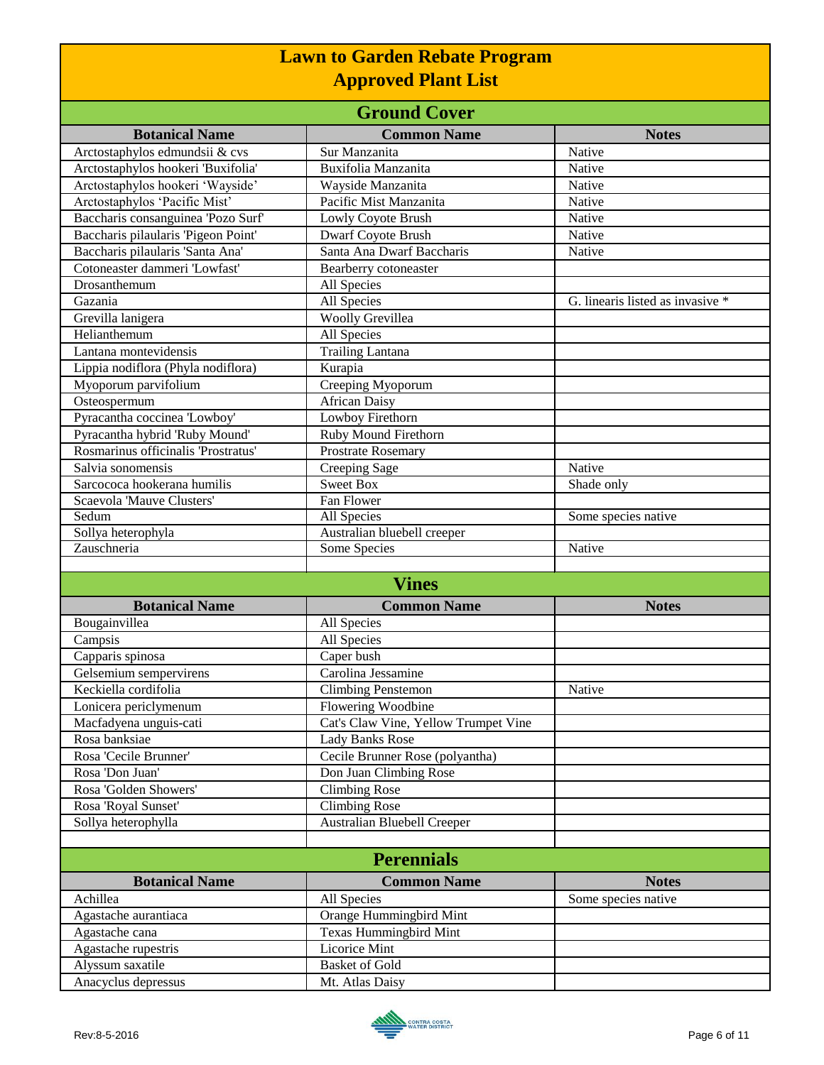# Lawn to Garden Rebate Program
# Approved Plant List

## Ground Cover

| Botanical Name | Common Name | Notes |
|---|---|---|
| Arctostaphylos edmundsii & cvs | Sur Manzanita | Native |
| Arctostaphylos hookeri 'Buxifolia' | Buxifolia Manzanita | Native |
| Arctostaphylos hookeri 'Wayside' | Wayside Manzanita | Native |
| Arctostaphylos 'Pacific Mist' | Pacific Mist Manzanita | Native |
| Baccharis consanguinea 'Pozo Surf' | Lowly Coyote Brush | Native |
| Baccharis pilaularis 'Pigeon Point' | Dwarf Coyote Brush | Native |
| Baccharis pilaularis 'Santa Ana' | Santa Ana Dwarf Baccharis | Native |
| Cotoneaster dammeri 'Lowfast' | Bearberry cotoneaster | |
| Drosanthemum | All Species | |
| Gazania | All Species | G. linearis listed as invasive * |
| Grevilla lanigera | Woolly Grevillea | |
| Helianthemum | All Species | |
| Lantana montevidensis | Trailing Lantana | |
| Lippia nodiflora (Phyla nodiflora) | Kurapia | |
| Myoporum parvifolium | Creeping Myoporum | |
| Osteospermum | African Daisy | |
| Pyracantha coccinea 'Lowboy' | Lowboy Firethorn | |
| Pyracantha hybrid 'Ruby Mound' | Ruby Mound Firethorn | |
| Rosmarinus officinalis 'Prostratus' | Prostrate Rosemary | |
| Salvia sonomensis | Creeping Sage | Native |
| Sarcococa hookerana humilis | Sweet Box | Shade only |
| Scaevola 'Mauve Clusters' | Fan Flower | |
| Sedum | All Species | Some species native |
| Sollya heterophyla | Australian bluebell creeper | |
| Zauschneria | Some Species | Native |

## Vines

| Botanical Name | Common Name | Notes |
|---|---|---|
| Bougainvillea | All Species | |
| Campsis | All Species | |
| Capparis spinosa | Caper bush | |
| Gelsemium sempervirens | Carolina Jessamine | |
| Keckiella cordifolia | Climbing Penstemon | Native |
| Lonicera periclymenum | Flowering Woodbine | |
| Macfadyena unguis-cati | Cat's Claw Vine, Yellow Trumpet Vine | |
| Rosa banksiae | Lady Banks Rose | |
| Rosa 'Cecile Brunner' | Cecile Brunner Rose (polyantha) | |
| Rosa 'Don Juan' | Don Juan Climbing Rose | |
| Rosa 'Golden Showers' | Climbing Rose | |
| Rosa 'Royal Sunset' | Climbing Rose | |
| Sollya heterophylla | Australian Bluebell Creeper | |

## Perennials

| Botanical Name | Common Name | Notes |
|---|---|---|
| Achillea | All Species | Some species native |
| Agastache aurantiaca | Orange Hummingbird Mint | |
| Agastache cana | Texas Hummingbird Mint | |
| Agastache rupestris | Licorice Mint | |
| Alyssum saxatile | Basket of Gold | |
| Anacyclus depressus | Mt. Atlas Daisy | |

Rev:8-5-2016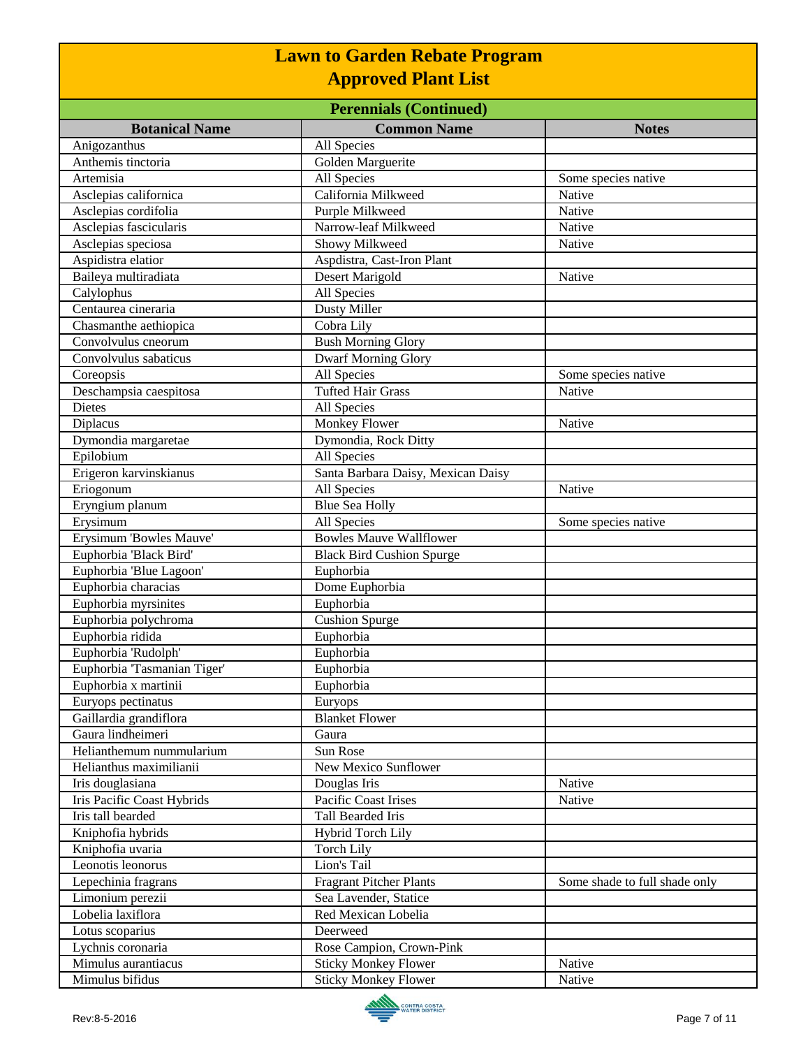# Lawn to Garden Rebate Program
# Approved Plant List

## Perennials (Continued)

| Botanical Name | Common Name | Notes |
|---|---|---|
| Anigozanthus | All Species | |
| Anthemis tinctoria | Golden Marguerite | |
| Artemisia | All Species | Some species native |
| Asclepias californica | California Milkweed | Native |
| Asclepias cordifolia | Purple Milkweed | Native |
| Asclepias fascicularis | Narrow-leaf Milkweed | Native |
| Asclepias speciosa | Showy Milkweed | Native |
| Aspidistra elatior | Aspdistra, Cast-Iron Plant | |
| Baileya multiradiata | Desert Marigold | Native |
| Calylophus | All Species | |
| Centaurea cineraria | Dusty Miller | |
| Chasmanthe aethiopica | Cobra Lily | |
| Convolvulus cneorum | Bush Morning Glory | |
| Convolvulus sabaticus | Dwarf Morning Glory | |
| Coreopsis | All Species | Some species native |
| Deschampsia caespitosa | Tufted Hair Grass | Native |
| Dietes | All Species | |
| Diplacus | Monkey Flower | Native |
| Dymondia margaretae | Dymondia, Rock Ditty | |
| Epilobium | All Species | |
| Erigeron karvinskianus | Santa Barbara Daisy, Mexican Daisy | |
| Eriogonum | All Species | Native |
| Eryngium planum | Blue Sea Holly | |
| Erysimum | All Species | Some species native |
| Erysimum 'Bowles Mauve' | Bowles Mauve Wallflower | |
| Euphorbia 'Black Bird' | Black Bird Cushion Spurge | |
| Euphorbia 'Blue Lagoon' | Euphorbia | |
| Euphorbia characias | Dome Euphorbia | |
| Euphorbia myrsinites | Euphorbia | |
| Euphorbia polychroma | Cushion Spurge | |
| Euphorbia ridida | Euphorbia | |
| Euphorbia 'Rudolph' | Euphorbia | |
| Euphorbia 'Tasmanian Tiger' | Euphorbia | |
| Euphorbia x martinii | Euphorbia | |
| Euryops pectinatus | Euryops | |
| Gaillardia grandiflora | Blanket Flower | |
| Gaura lindheimeri | Gaura | |
| Helianthemum nummularium | Sun Rose | |
| Helianthus maximilianii | New Mexico Sunflower | |
| Iris douglasiana | Douglas Iris | Native |
| Iris Pacific Coast Hybrids | Pacific Coast Irises | Native |
| Iris tall bearded | Tall Bearded Iris | |
| Kniphofia hybrids | Hybrid Torch Lily | |
| Kniphofia uvaria | Torch Lily | |
| Leonotis leonorus | Lion's Tail | |
| Lepechinia fragrans | Fragrant Pitcher Plants | Some shade to full shade only |
| Limonium perezii | Sea Lavender, Statice | |
| Lobelia laxiflora | Red Mexican Lobelia | |
| Lotus scoparius | Deerweed | |
| Lychnis coronaria | Rose Campion, Crown-Pink | |
| Mimulus aurantiacus | Sticky Monkey Flower | Native |
| Mimulus bifidus | Sticky Monkey Flower | Native |

Rev:8-5-2016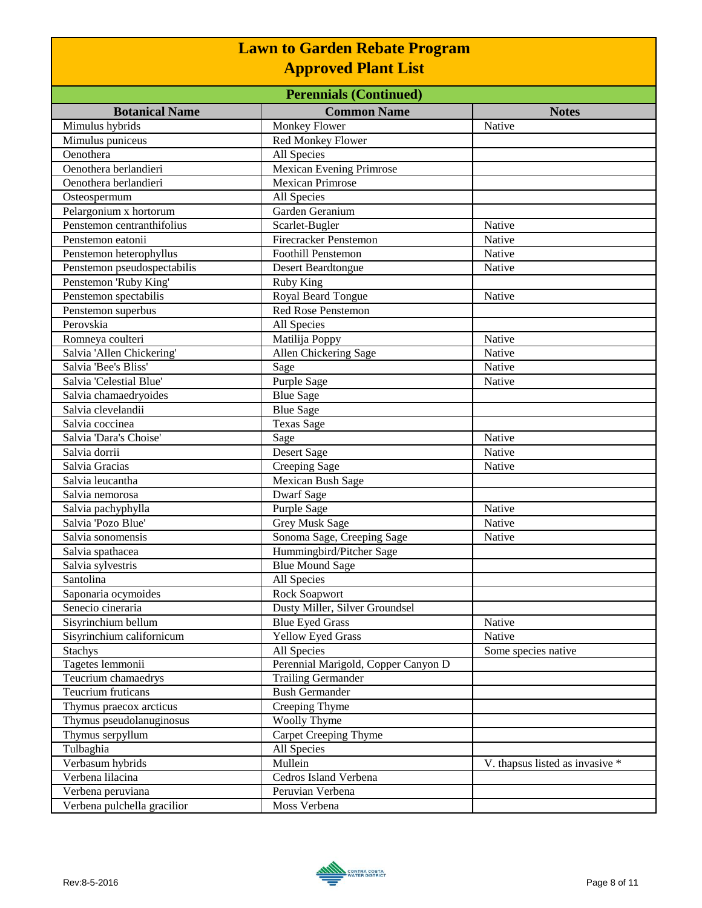# Lawn to Garden Rebate Program
## Approved Plant List

### Perennials (Continued)

| Botanical Name | Common Name | Notes |
|---|---|---|
| Mimulus hybrids | Monkey Flower | Native |
| Mimulus puniceus | Red Monkey Flower | |
| Oenothera | All Species | |
| Oenothera berlandieri | Mexican Evening Primrose | |
| Oenothera berlandieri | Mexican Primrose | |
| Osteospermum | All Species | |
| Pelargonium x hortorum | Garden Geranium | |
| Penstemon centranthifolius | Scarlet-Bugler | Native |
| Penstemon eatonii | Firecracker Penstemon | Native |
| Penstemon heterophyllus | Foothill Penstemon | Native |
| Penstemon pseudospectabilis | Desert Beardtongue | Native |
| Penstemon 'Ruby King' | Ruby King | |
| Penstemon spectabilis | Royal Beard Tongue | Native |
| Perovskia | All Species | |
| Pestemon superbus | Red Rose Penstemon | |
| Romneya coulteri | Matilija Poppy | Native |
| Salvia 'Allen Chickering' | Allen Chickering Sage | Native |
| Salvia 'Bee's Bliss' | Sage | Native |
| Salvia 'Celestial Blue' | Purple Sage | Native |
| Salvia chamaedryoides | Blue Sage | |
| Salvia clevelandii | Blue Sage | |
| Salvia coccinea | Texas Sage | |
| Salvia 'Dara's Choise' | Sage | Native |
| Salvia dorrii | Desert Sage | Native |
| Salvia Gracias | Creeping Sage | Native |
| Salvia leucantha | Mexican Bush Sage | |
| Salvia nemorosa | Dwarf Sage | |
| Salvia pachyphylla | Purple Sage | Native |
| Salvia 'Pozo Blue' | Grey Musk Sage | Native |
| Salvia sonomensis | Sonoma Sage, Creeping Sage | Native |
| Salvia spathacea | Hummingbird/Pitcher Sage | |
| Salvia sylvestris | Blue Mound Sage | |
| Santolina | All Species | |
| Saponaria ocymoides | Rock Soapwort | |
| Senecio cineraria | Dusty Miller, Silver Groundsel | |
| Sisyrinchium bellum | Blue Eyed Grass | Native |
| Sisyrinchium californicum | Yellow Eyed Grass | Native |
| Stachys | All Species | Some species native |
| Tagetes lemmonii | Perennial Marigold, Copper Canyon D | |
| Teucrium chamaedrys | Trailing Germander | |
| Teucrium fruticans | Bush Germander | |
| Thymus praecox arcticus | Creeping Thyme | |
| Thymus pseudolanuginosus | Woolly Thyme | |
| Thymus serpyllum | Carpet Creeping Thyme | |
| Tulbaghia | All Species | |
| Verbasum hybrids | Mullein | V. thapsus listed as invasive * |
| Verbena lilacina | Cedros Island Verbena | |
| Verbena peruviana | Peruvian Verbena | |
| Verbena pulchella gracilior | Moss Verbena | |

Rev:8-5-2016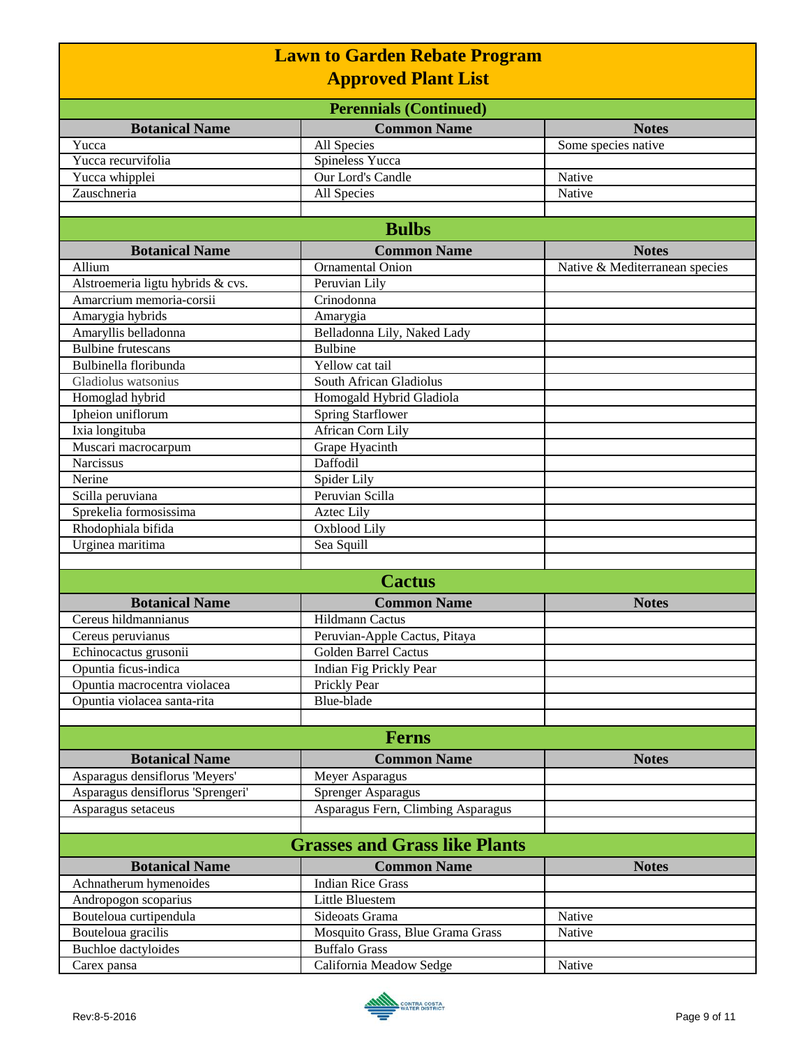# Lawn to Garden Rebate Program
## Approved Plant List

### Perennials (Continued)

| Botanical Name | Common Name | Notes |
|---|---|---|
| Yucca | All Species | Some species native |
| Yucca recurvifolia | Spineless Yucca | |
| Yucca whipplei | Our Lord's Candle | Native |
| Zauschneria | All Species | Native |

### Bulbs

| Botanical Name | Common Name | Notes |
|---|---|---|
| Allium | Ornamental Onion | Native & Mediterranean species |
| Alstroemeria ligtu hybrids & cvs. | Peruvian Lily | |
| Amarcrium memoria-corsii | Crinodonna | |
| Amarygia hybrids | Amarygia | |
| Amaryllis belladonna | Belladonna Lily, Naked Lady | |
| Bulbine frutescans | Bulbine | |
| Bulbinella floribunda | Yellow cat tail | |
| Gladiolus watsonius | South African Gladiolus | |
| Homoglad hybrid | Homogald Hybrid Gladiola | |
| Ipheion uniflorum | Spring Starflower | |
| Ixia longituba | African Corn Lily | |
| Muscari macrocarpum | Grape Hyacinth | |
| Narcissus | Daffodil | |
| Nerine | Spider Lily | |
| Scilla peruviana | Peruvian Scilla | |
| Sprekelia formosissima | Aztec Lily | |
| Rhodophiala bifida | Oxblood Lily | |
| Urginea maritima | Sea Squill | |

### Cactus

| Botanical Name | Common Name | Notes |
|---|---|---|
| Cereus hildmannianus | Hildmann Cactus | |
| Cereus peruvianus | Peruvian-Apple Cactus, Pitaya | |
| Echinocactus grusonii | Golden Barrel Cactus | |
| Opuntia ficus-indica | Indian Fig Prickly Pear | |
| Opuntia macrocentra violacea | Prickly Pear | |
| Opuntia violacea santa-rita | Blue-blade | |

### Ferns

| Botanical Name | Common Name | Notes |
|---|---|---|
| Asparagus densiflorus 'Meyers' | Meyer Asparagus | |
| Asparagus densiflorus 'Sprengeri' | Sprenger Asparagus | |
| Asparagus setaceus | Asparagus Fern, Climbing Asparagus | |

### Grasses and Grass like Plants

| Botanical Name | Common Name | Notes |
|---|---|---|
| Achnatherum hymenoides | Indian Rice Grass | |
| Andropogon scoparius | Little Bluestem | |
| Bouteloua curtipendula | Sideoats Grama | Native |
| Bouteloua gracilis | Mosquito Grass, Blue Grama Grass | Native |
| Buchloe dactyloides | Buffalo Grass | |
| Carex pansa | California Meadow Sedge | Native |

Rev:8-5-2016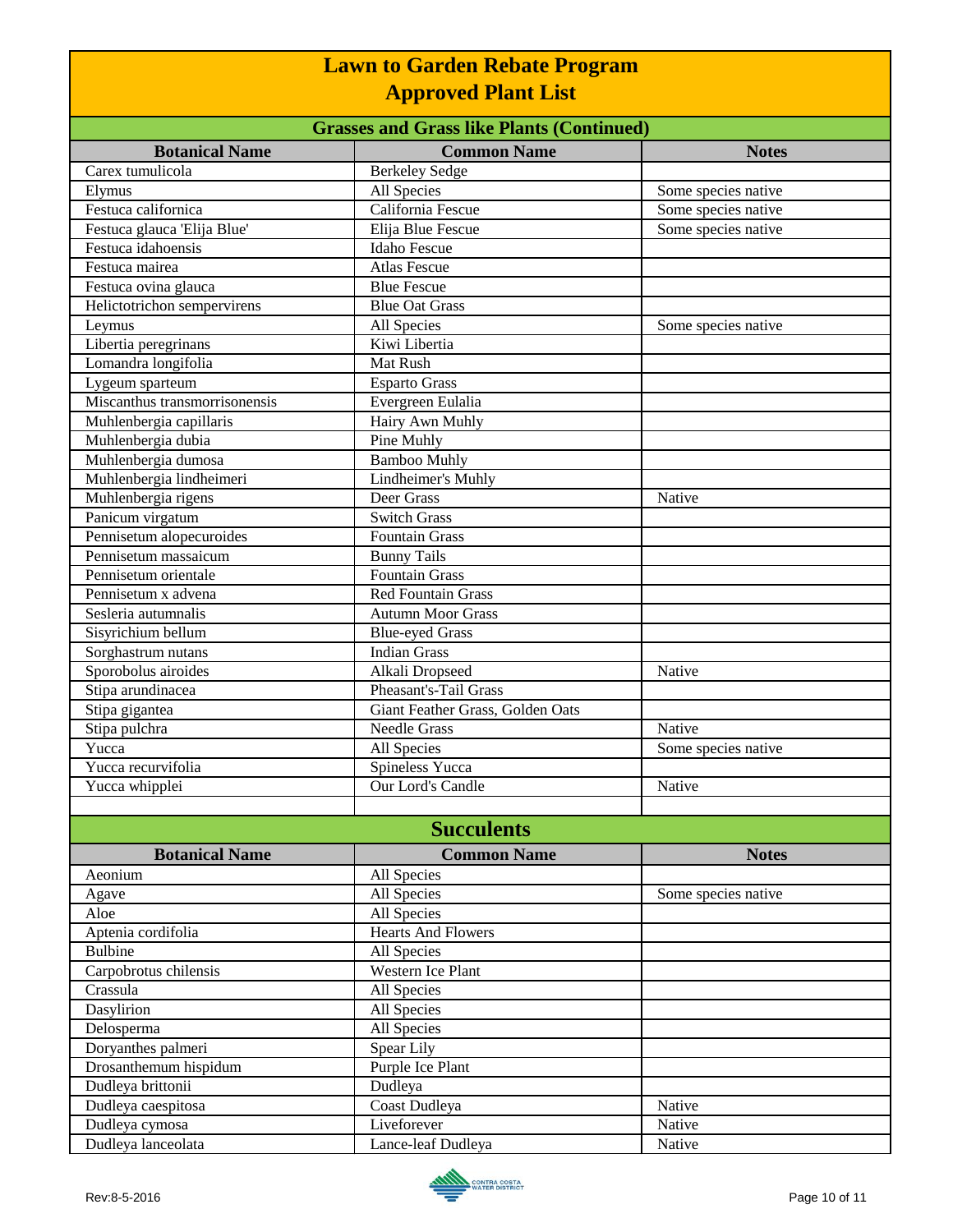# Lawn to Garden Rebate Program
## Approved Plant List

### Grasses and Grass like Plants (Continued)

| Botanical Name | Common Name | Notes |
|---|---|---|
| Carex tumulicola | Berkeley Sedge | |
| Elymus | All Species | Some species native |
| Festuca californica | California Fescue | Some species native |
| Festuca glauca 'Elija Blue' | Elija Blue Fescue | Some species native |
| Festuca idahoensis | Idaho Fescue | |
| Festuca mairea | Atlas Fescue | |
| Festuca ovina glauca | Blue Fescue | |
| Helictotrichon sempervirens | Blue Oat Grass | |
| Leymus | All Species | Some species native |
| Libertia peregrinans | Kiwi Libertia | |
| Lomandra longifolia | Mat Rush | |
| Lygeum sparteum | Esparto Grass | |
| Miscanthus transmorrisonensis | Evergreen Eulalia | |
| Muhlenbergia capillaris | Hairy Awn Muhly | |
| Muhlenbergia dubia | Pine Muhly | |
| Muhlenbergia dumosa | Bamboo Muhly | |
| Muhlenbergia lindheimeri | Lindheimer's Muhly | |
| Muhlenbergia rigens | Deer Grass | Native |
| Panicum virgatum | Switch Grass | |
| Pennisetum alopecuroides | Fountain Grass | |
| Pennisetum massaicum | Bunny Tails | |
| Pennisetum orientale | Fountain Grass | |
| Pennisetum x advena | Red Fountain Grass | |
| Sesleria autumnalis | Autumn Moor Grass | |
| Sisyrichium bellum | Blue-eyed Grass | |
| Sorghastrum nutans | Indian Grass | |
| Sporobolus airoides | Alkali Dropseed | Native |
| Stipa arundinacea | Pheasant's-Tail Grass | |
| Stipa gigantea | Giant Feather Grass, Golden Oats | |
| Stipa pulchra | Needle Grass | Native |
| Yucca | All Species | Some species native |
| Yucca recurvifolia | Spineless Yucca | |
| Yucca whipplei | Our Lord's Candle | Native |

### Succulents

| Botanical Name | Common Name | Notes |
|---|---|---|
| Aeonium | All Species | |
| Agave | All Species | Some species native |
| Aloe | All Species | |
| Aptenia cordifolia | Hearts And Flowers | |
| Bulbine | All Species | |
| Carpobrotus chilensis | Western Ice Plant | |
| Crassula | All Species | |
| Dasylirion | All Species | |
| Delosperma | All Species | |
| Doryanthes palmeri | Spear Lily | |
| Drosanthemum hispidum | Purple Ice Plant | |
| Dudleya brittonii | Dudleya | |
| Dudleya caespitosa | Coast Dudleya | Native |
| Dudleya cymosa | Liveforever | Native |
| Dudleya lanceolata | Lance-leaf Dudleya | Native |

Rev:8-5-2016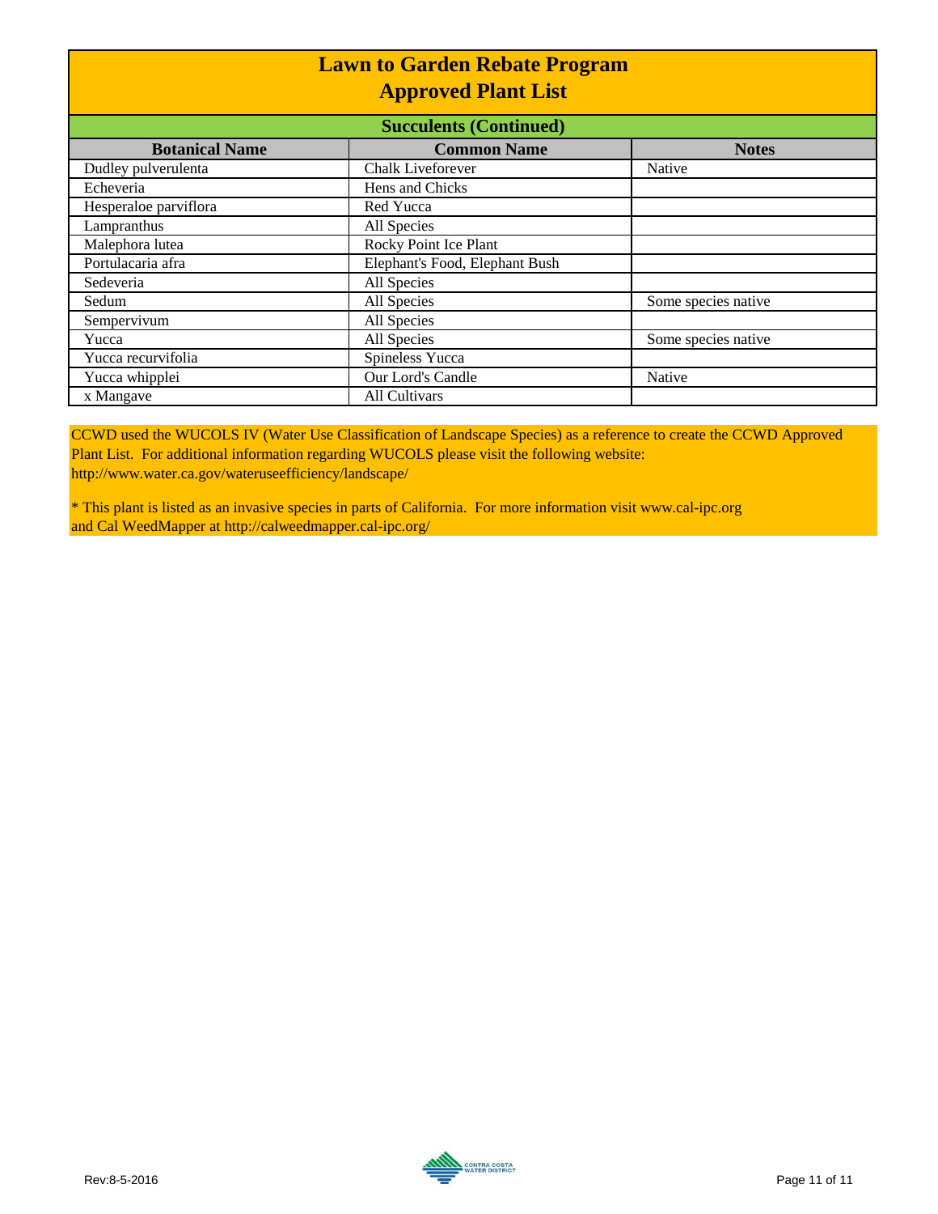# Lawn to Garden Rebate Program
# Approved Plant List

## Succulents (Continued)

| Botanical Name | Common Name | Notes |
|---|---|---|
| Dudley pulverulenta | Chalk Liveforever | Native |
| Echeveria | Hens and Chicks | |
| Hesperaloe parviflora | Red Yucca | |
| Lampranthus | All Species | |
| Malephora lutea | Rocky Point Ice Plant | |
| Portulacaria afra | Elephant's Food, Elephant Bush | |
| Sedeveria | All Species | |
| Sedum | All Species | Some species native |
| Sempervivum | All Species | |
| Yucca | All Species | Some species native |
| Yucca recurvifolia | Spineless Yucca | |
| Yucca whipplei | Our Lord's Candle | Native |
| x Mangave | All Cultivars | |

CCWD used the WUCOLS IV (Water Use Classification of Landscape Species) as a reference to create the CCWD Approved Plant List. For additional information regarding WUCOLS please visit the following website: http://www.water.ca.gov/wateruseefficiency/landscape/

* This plant is listed as an invasive species in parts of California. For more information visit www.cal-ipc.org and Cal WeedMapper at http://calweedmapper.cal-ipc.org/

Rev:8-5-2016